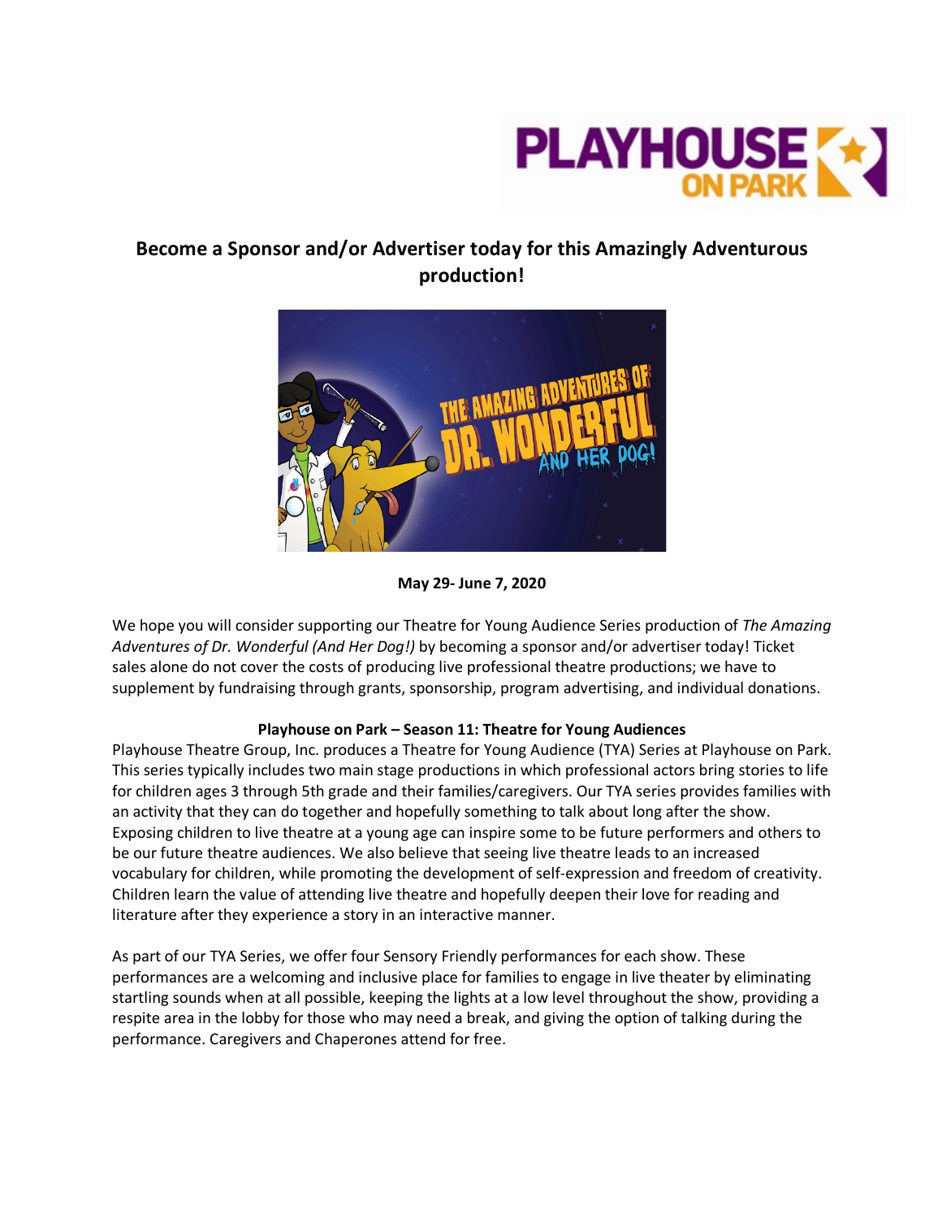## Become a Sponsor and/or Advertiser today for this Amazingly Adventurous production!

**May 29- June 7, 2020**

We hope you will consider supporting our Theatre for Young Audience Series production of *The Amazing Adventures of Dr. Wonderful (And Her Dog!)* by becoming a sponsor and/or advertiser today! Ticket sales alone do not cover the costs of producing live professional theatre productions; we have to supplement by fundraising through grants, sponsorship, program advertising, and individual donations.

**Playhouse on Park – Season 11: Theatre for Young Audiences**

Playhouse Theatre Group, Inc. produces a Theatre for Young Audience (TYA) Series at Playhouse on Park. This series typically includes two main stage productions in which professional actors bring stories to life for children ages 3 through 5th grade and their families/caregivers. Our TYA series provides families with an activity that they can do together and hopefully something to talk about long after the show. Exposing children to live theatre at a young age can inspire some to be future performers and others to be our future theatre audiences. We also believe that seeing live theatre leads to an increased vocabulary for children, while promoting the development of self-expression and freedom of creativity. Children learn the value of attending live theatre and hopefully deepen their love for reading and literature after they experience a story in an interactive manner.

As part of our TYA Series, we offer four Sensory Friendly performances for each show. These performances are a welcoming and inclusive place for families to engage in live theater by eliminating startling sounds when at all possible, keeping the lights at a low level throughout the show, providing a respite area in the lobby for those who may need a break, and giving the option of talking during the performance. Caregivers and Chaperones attend for free.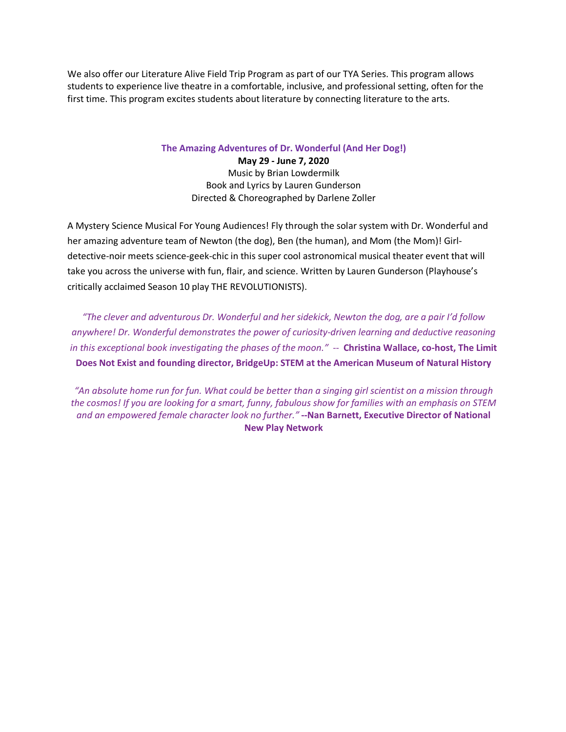We also offer our Literature Alive Field Trip Program as part of our TYA Series. This program allows students to experience live theatre in a comfortable, inclusive, and professional setting, often for the first time. This program excites students about literature by connecting literature to the arts.

**The Amazing Adventures of Dr. Wonderful (And Her Dog!)**
**May 29 - June 7, 2020**
Music by Brian Lowdermilk
Book and Lyrics by Lauren Gunderson
Directed & Choreographed by Darlene Zoller

A Mystery Science Musical For Young Audiences! Fly through the solar system with Dr. Wonderful and her amazing adventure team of Newton (the dog), Ben (the human), and Mom (the Mom)! Girl-detective-noir meets science-geek-chic in this super cool astronomical musical theater event that will take you across the universe with fun, flair, and science. Written by Lauren Gunderson (Playhouse's critically acclaimed Season 10 play THE REVOLUTIONISTS).

*"The clever and adventurous Dr. Wonderful and her sidekick, Newton the dog, are a pair I'd follow anywhere! Dr. Wonderful demonstrates the power of curiosity-driven learning and deductive reasoning in this exceptional book investigating the phases of the moon."* -- **Christina Wallace, co-host, The Limit Does Not Exist and founding director, BridgeUp: STEM at the American Museum of Natural History**

*"An absolute home run for fun. What could be better than a singing girl scientist on a mission through the cosmos! If you are looking for a smart, funny, fabulous show for families with an emphasis on STEM and an empowered female character look no further."* **--Nan Barnett, Executive Director of National New Play Network**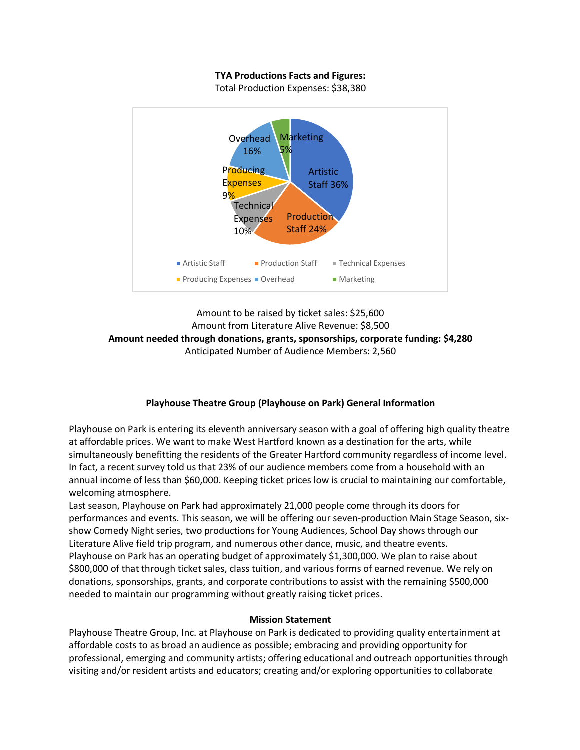**TYA Productions Facts and Figures:**

Total Production Expenses: $38,380

| Category | Percentage |
|---|---|
| Artistic Staff | 36% |
| Production Staff | 24% |
| Technical Expenses | 10% |
| Producing Expenses | 9% |
| Overhead | 16% |
| Marketing | 5% |

Amount to be raised by ticket sales: $25,600

Amount from Literature Alive Revenue: $8,500

**Amount needed through donations, grants, sponsorships, corporate funding: $4,280**

Anticipated Number of Audience Members: 2,560

## Playhouse Theatre Group (Playhouse on Park) General Information

Playhouse on Park is entering its eleventh anniversary season with a goal of offering high quality theatre at affordable prices. We want to make West Hartford known as a destination for the arts, while simultaneously benefitting the residents of the Greater Hartford community regardless of income level. In fact, a recent survey told us that 23% of our audience members come from a household with an annual income of less than $60,000. Keeping ticket prices low is crucial to maintaining our comfortable, welcoming atmosphere.

Last season, Playhouse on Park had approximately 21,000 people come through its doors for performances and events. This season, we will be offering our seven-production Main Stage Season, six-show Comedy Night series, two productions for Young Audiences, School Day shows through our Literature Alive field trip program, and numerous other dance, music, and theatre events.

Playhouse on Park has an operating budget of approximately $1,300,000. We plan to raise about $800,000 of that through ticket sales, class tuition, and various forms of earned revenue. We rely on donations, sponsorships, grants, and corporate contributions to assist with the remaining $500,000 needed to maintain our programming without greatly raising ticket prices.

### Mission Statement

Playhouse Theatre Group, Inc. at Playhouse on Park is dedicated to providing quality entertainment at affordable costs to as broad an audience as possible; embracing and providing opportunity for professional, emerging and community artists; offering educational and outreach opportunities through visiting and/or resident artists and educators; creating and/or exploring opportunities to collaborate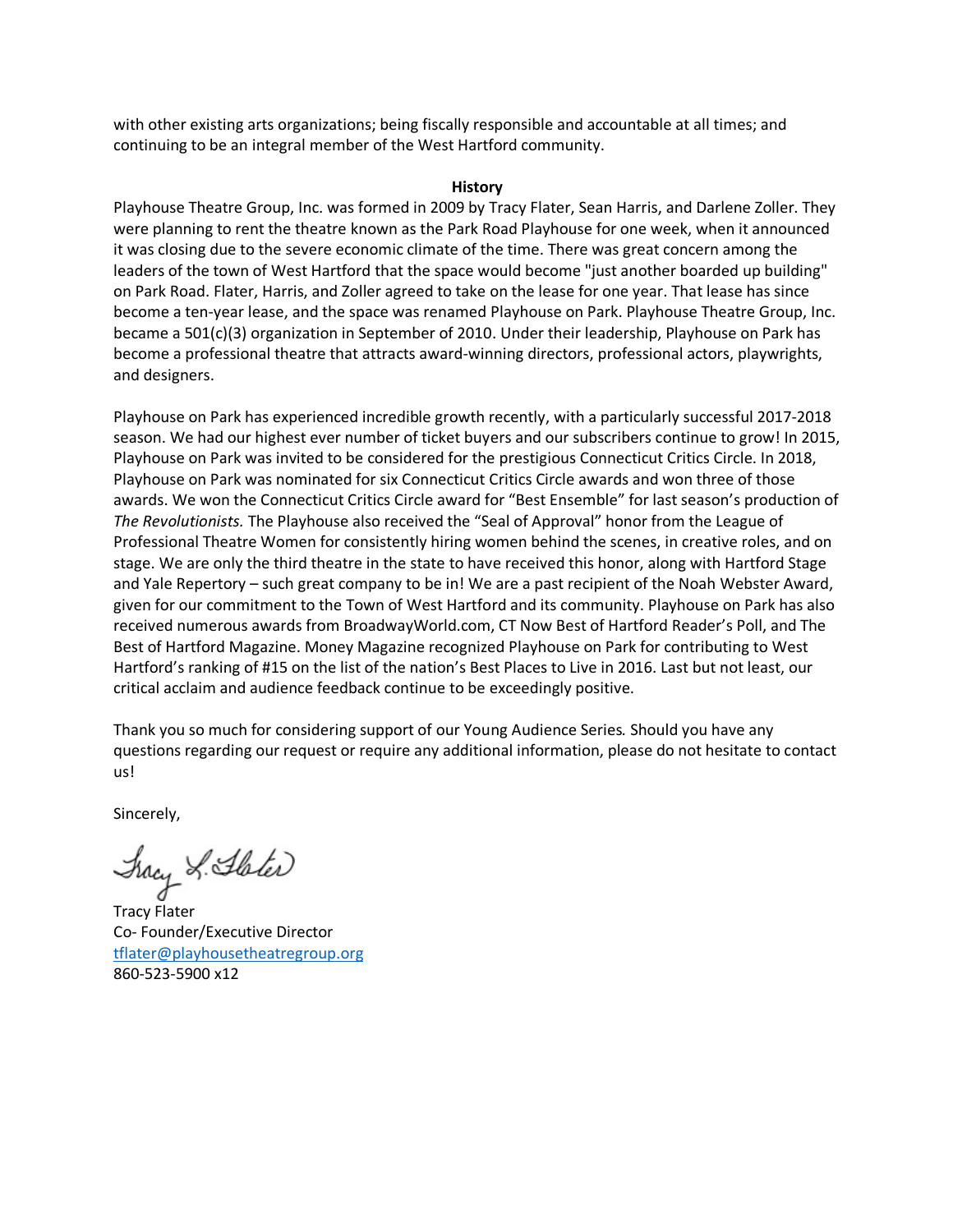with other existing arts organizations; being fiscally responsible and accountable at all times; and continuing to be an integral member of the West Hartford community.

**History**

Playhouse Theatre Group, Inc. was formed in 2009 by Tracy Flater, Sean Harris, and Darlene Zoller. They were planning to rent the theatre known as the Park Road Playhouse for one week, when it announced it was closing due to the severe economic climate of the time. There was great concern among the leaders of the town of West Hartford that the space would become "just another boarded up building" on Park Road. Flater, Harris, and Zoller agreed to take on the lease for one year. That lease has since become a ten-year lease, and the space was renamed Playhouse on Park. Playhouse Theatre Group, Inc. became a 501(c)(3) organization in September of 2010. Under their leadership, Playhouse on Park has become a professional theatre that attracts award-winning directors, professional actors, playwrights, and designers.

Playhouse on Park has experienced incredible growth recently, with a particularly successful 2017-2018 season. We had our highest ever number of ticket buyers and our subscribers continue to grow! In 2015, Playhouse on Park was invited to be considered for the prestigious Connecticut Critics Circle. In 2018, Playhouse on Park was nominated for six Connecticut Critics Circle awards and won three of those awards. We won the Connecticut Critics Circle award for "Best Ensemble" for last season's production of *The Revolutionists.* The Playhouse also received the "Seal of Approval" honor from the League of Professional Theatre Women for consistently hiring women behind the scenes, in creative roles, and on stage. We are only the third theatre in the state to have received this honor, along with Hartford Stage and Yale Repertory – such great company to be in! We are a past recipient of the Noah Webster Award, given for our commitment to the Town of West Hartford and its community. Playhouse on Park has also received numerous awards from BroadwayWorld.com, CT Now Best of Hartford Reader's Poll, and The Best of Hartford Magazine. Money Magazine recognized Playhouse on Park for contributing to West Hartford's ranking of #15 on the list of the nation's Best Places to Live in 2016. Last but not least, our critical acclaim and audience feedback continue to be exceedingly positive.

Thank you so much for considering support of our Young Audience Series*.* Should you have any questions regarding our request or require any additional information, please do not hesitate to contact us!

Sincerely,

Tracy L. Flater

Tracy Flater
Co- Founder/Executive Director
tflater@playhousetheatregroup.org
860-523-5900 x12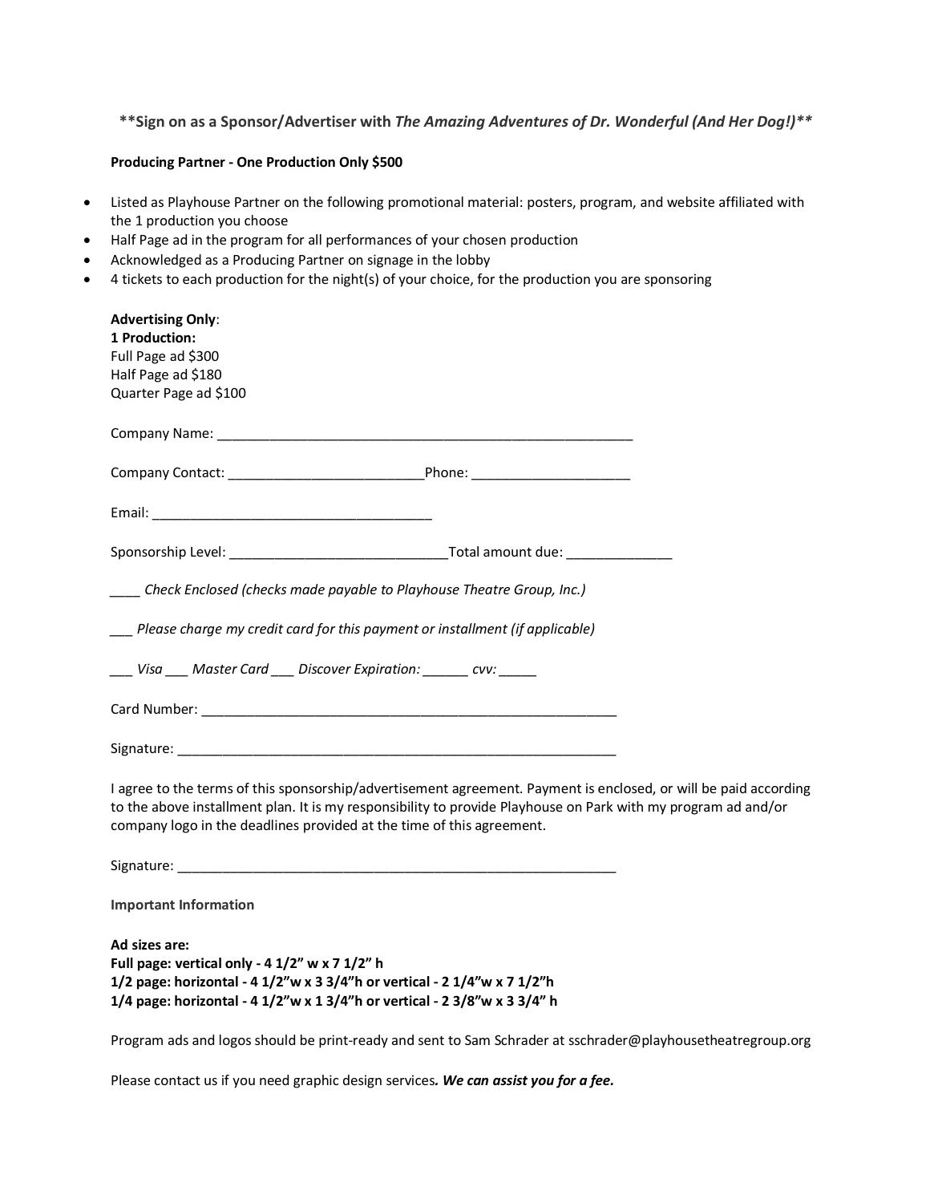**Sign on as a Sponsor/Advertiser with *The Amazing Adventures of Dr. Wonderful (And Her Dog!)***

**Producing Partner - One Production Only $500**

- Listed as Playhouse Partner on the following promotional material: posters, program, and website affiliated with the 1 production you choose
- Half Page ad in the program for all performances of your chosen production
- Acknowledged as a Producing Partner on signage in the lobby
- 4 tickets to each production for the night(s) of your choice, for the production you are sponsoring

**Advertising Only**:
**1 Production:**
Full Page ad $300
Half Page ad $180
Quarter Page ad $100

Company Name: ________________________________________________________

Company Contact: __________________________Phone: _____________________

Email: _____________________________________

Sponsorship Level: ____________________________Total amount due: ______________

*____ Check Enclosed (checks made payable to Playhouse Theatre Group, Inc.)*

*___ Please charge my credit card for this payment or installment (if applicable)*

*___ Visa ___ Master Card ___ Discover Expiration: ______ cvv: _____*

Card Number: ________________________________________________________

Signature: ____________________________________________________________

I agree to the terms of this sponsorship/advertisement agreement. Payment is enclosed, or will be paid according to the above installment plan. It is my responsibility to provide Playhouse on Park with my program ad and/or company logo in the deadlines provided at the time of this agreement.

Signature: ____________________________________________________________

**Important Information**

**Ad sizes are:**
**Full page: vertical only - 4 1/2" w x 7 1/2" h**
**1/2 page: horizontal - 4 1/2"w x 3 3/4"h or vertical - 2 1/4"w x 7 1/2"h**
**1/4 page: horizontal - 4 1/2"w x 1 3/4"h or vertical - 2 3/8"w x 3 3/4" h**

Program ads and logos should be print-ready and sent to Sam Schrader at sschrader@playhousetheatregroup.org

Please contact us if you need graphic design services***. We can assist you for a fee.***